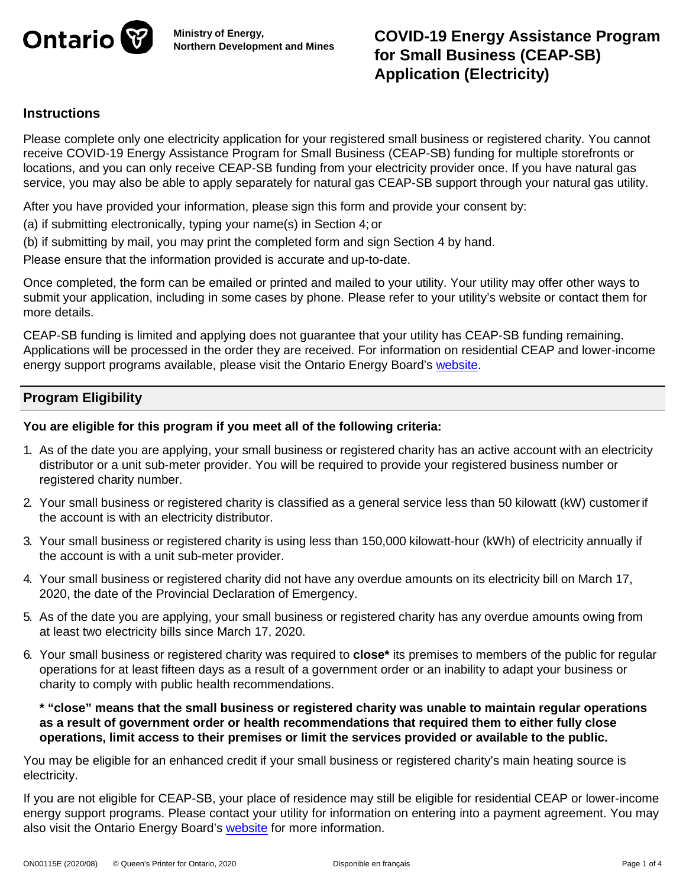Ontario

Ministry of Energy, Northern Development and Mines

# COVID-19 Energy Assistance Program for Small Business (CEAP-SB) Application (Electricity)

## Instructions

Please complete only one electricity application for your registered small business or registered charity. You cannot receive COVID-19 Energy Assistance Program for Small Business (CEAP-SB) funding for multiple storefronts or locations, and you can only receive CEAP-SB funding from your electricity provider once. If you have natural gas service, you may also be able to apply separately for natural gas CEAP-SB support through your natural gas utility.

After you have provided your information, please sign this form and provide your consent by:

(a) if submitting electronically, typing your name(s) in Section 4; or

(b) if submitting by mail, you may print the completed form and sign Section 4 by hand.

Please ensure that the information provided is accurate and up-to-date.

Once completed, the form can be emailed or printed and mailed to your utility. Your utility may offer other ways to submit your application, including in some cases by phone. Please refer to your utility's website or contact them for more details.

CEAP-SB funding is limited and applying does not guarantee that your utility has CEAP-SB funding remaining. Applications will be processed in the order they are received. For information on residential CEAP and lower-income energy support programs available, please visit the Ontario Energy Board's website.

## Program Eligibility

**You are eligible for this program if you meet all of the following criteria:**

1. As of the date you are applying, your small business or registered charity has an active account with an electricity distributor or a unit sub-meter provider. You will be required to provide your registered business number or registered charity number.
2. Your small business or registered charity is classified as a general service less than 50 kilowatt (kW) customer if the account is with an electricity distributor.
3. Your small business or registered charity is using less than 150,000 kilowatt-hour (kWh) of electricity annually if the account is with a unit sub-meter provider.
4. Your small business or registered charity did not have any overdue amounts on its electricity bill on March 17, 2020, the date of the Provincial Declaration of Emergency.
5. As of the date you are applying, your small business or registered charity has any overdue amounts owing from at least two electricity bills since March 17, 2020.
6. Your small business or registered charity was required to **close*** its premises to members of the public for regular operations for at least fifteen days as a result of a government order or an inability to adapt your business or charity to comply with public health recommendations.

   **\* "close" means that the small business or registered charity was unable to maintain regular operations as a result of government order or health recommendations that required them to either fully close operations, limit access to their premises or limit the services provided or available to the public.**

You may be eligible for an enhanced credit if your small business or registered charity's main heating source is electricity.

If you are not eligible for CEAP-SB, your place of residence may still be eligible for residential CEAP or lower-income energy support programs. Please contact your utility for information on entering into a payment agreement. You may also visit the Ontario Energy Board's website for more information.

ON00115E (2020/08) © Queen's Printer for Ontario, 2020 Disponible en français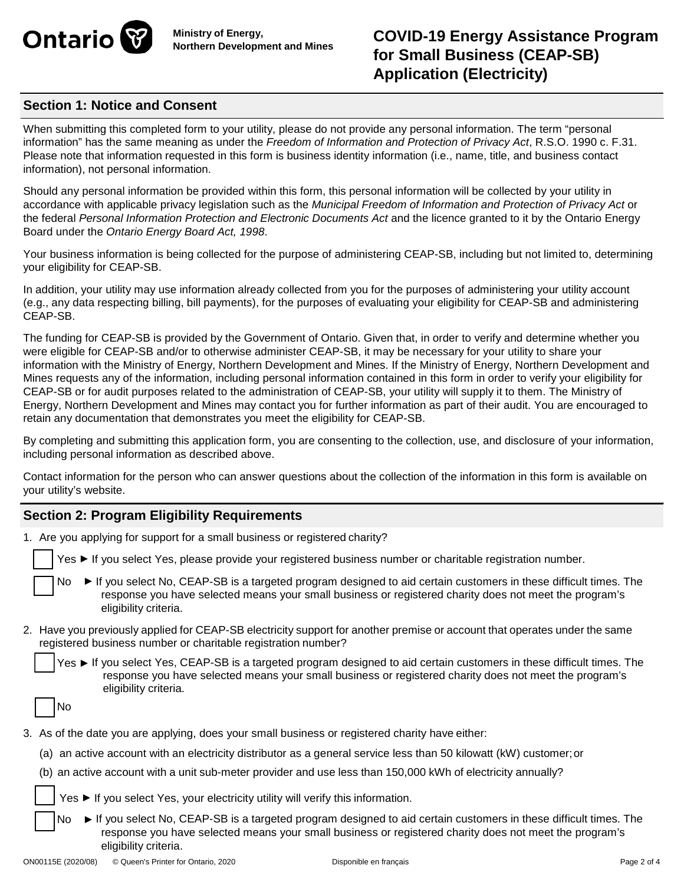**Ministry of Energy, Northern Development and Mines**

# COVID-19 Energy Assistance Program for Small Business (CEAP-SB) Application (Electricity)

## Section 1: Notice and Consent

When submitting this completed form to your utility, please do not provide any personal information. The term "personal information" has the same meaning as under the *Freedom of Information and Protection of Privacy Act*, R.S.O. 1990 c. F.31. Please note that information requested in this form is business identity information (i.e., name, title, and business contact information), not personal information.

Should any personal information be provided within this form, this personal information will be collected by your utility in accordance with applicable privacy legislation such as the *Municipal Freedom of Information and Protection of Privacy Act* or the federal *Personal Information Protection and Electronic Documents Act* and the licence granted to it by the Ontario Energy Board under the *Ontario Energy Board Act, 1998*.

Your business information is being collected for the purpose of administering CEAP-SB, including but not limited to, determining your eligibility for CEAP-SB.

In addition, your utility may use information already collected from you for the purposes of administering your utility account (e.g., any data respecting billing, bill payments), for the purposes of evaluating your eligibility for CEAP-SB and administering CEAP-SB.

The funding for CEAP-SB is provided by the Government of Ontario. Given that, in order to verify and determine whether you were eligible for CEAP-SB and/or to otherwise administer CEAP-SB, it may be necessary for your utility to share your information with the Ministry of Energy, Northern Development and Mines. If the Ministry of Energy, Northern Development and Mines requests any of the information, including personal information contained in this form in order to verify your eligibility for CEAP-SB or for audit purposes related to the administration of CEAP-SB, your utility will supply it to them. The Ministry of Energy, Northern Development and Mines may contact you for further information as part of their audit. You are encouraged to retain any documentation that demonstrates you meet the eligibility for CEAP-SB.

By completing and submitting this application form, you are consenting to the collection, use, and disclosure of your information, including personal information as described above.

Contact information for the person who can answer questions about the collection of the information in this form is available on your utility's website.

## Section 2: Program Eligibility Requirements

1. Are you applying for support for a small business or registered charity?

   - [ ] Yes ► If you select Yes, please provide your registered business number or charitable registration number.
   - [ ] No ► If you select No, CEAP-SB is a targeted program designed to aid certain customers in these difficult times. The response you have selected means your small business or registered charity does not meet the program's eligibility criteria.

2. Have you previously applied for CEAP-SB electricity support for another premise or account that operates under the same registered business number or charitable registration number?

   - [ ] Yes ► If you select Yes, CEAP-SB is a targeted program designed to aid certain customers in these difficult times. The response you have selected means your small business or registered charity does not meet the program's eligibility criteria.
   - [ ] No

3. As of the date you are applying, does your small business or registered charity have either:

   (a) an active account with an electricity distributor as a general service less than 50 kilowatt (kW) customer; or

   (b) an active account with a unit sub-meter provider and use less than 150,000 kWh of electricity annually?

   - [ ] Yes ► If you select Yes, your electricity utility will verify this information.
   - [ ] No ► If you select No, CEAP-SB is a targeted program designed to aid certain customers in these difficult times. The response you have selected means your small business or registered charity does not meet the program's eligibility criteria.

ON00115E (2020/08) © Queen's Printer for Ontario, 2020 Disponible en français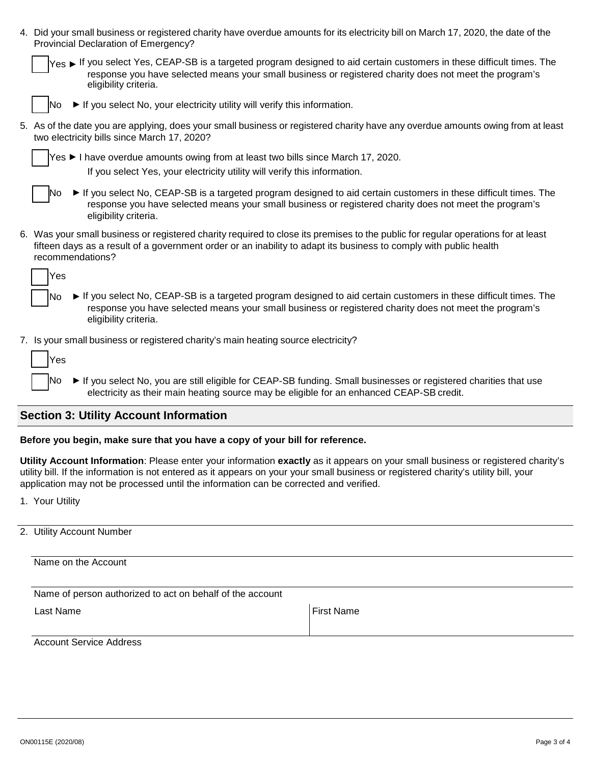4. Did your small business or registered charity have overdue amounts for its electricity bill on March 17, 2020, the date of the Provincial Declaration of Emergency?

   ☐ Yes ► If you select Yes, CEAP-SB is a targeted program designed to aid certain customers in these difficult times. The response you have selected means your small business or registered charity does not meet the program's eligibility criteria.

   ☐ No ► If you select No, your electricity utility will verify this information.

5. As of the date you are applying, does your small business or registered charity have any overdue amounts owing from at least two electricity bills since March 17, 2020?

   ☐ Yes ► I have overdue amounts owing from at least two bills since March 17, 2020.
   If you select Yes, your electricity utility will verify this information.

   ☐ No ► If you select No, CEAP-SB is a targeted program designed to aid certain customers in these difficult times. The response you have selected means your small business or registered charity does not meet the program's eligibility criteria.

6. Was your small business or registered charity required to close its premises to the public for regular operations for at least fifteen days as a result of a government order or an inability to adapt its business to comply with public health recommendations?

   ☐ Yes

   ☐ No ► If you select No, CEAP-SB is a targeted program designed to aid certain customers in these difficult times. The response you have selected means your small business or registered charity does not meet the program's eligibility criteria.

7. Is your small business or registered charity's main heating source electricity?

   ☐ Yes

   ☐ No ► If you select No, you are still eligible for CEAP-SB funding. Small businesses or registered charities that use electricity as their main heating source may be eligible for an enhanced CEAP-SB credit.

## Section 3: Utility Account Information

**Before you begin, make sure that you have a copy of your bill for reference.**

**Utility Account Information**: Please enter your information **exactly** as it appears on your small business or registered charity's utility bill. If the information is not entered as it appears on your small business or registered charity's utility bill, your application may not be processed until the information can be corrected and verified.

1. Your Utility

2. Utility Account Number

   Name on the Account

   Name of person authorized to act on behalf of the account

   | Last Name | First Name |
   |---|---|
   | | |

   Account Service Address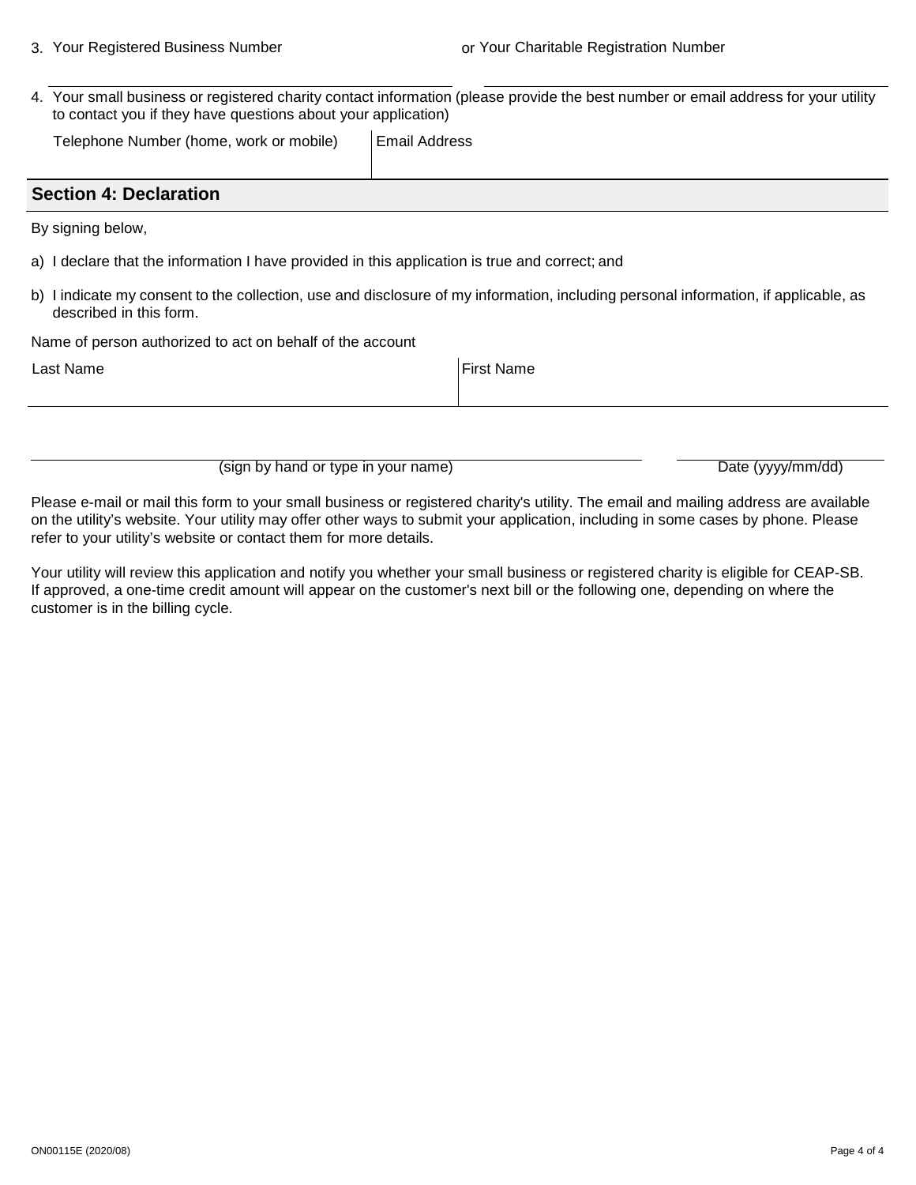3. Your Registered Business Number or Your Charitable Registration Number

4. Your small business or registered charity contact information (please provide the best number or email address for your utility to contact you if they have questions about your application)

| Telephone Number (home, work or mobile) | Email Address |
| --- | --- |
| | |

## Section 4: Declaration

By signing below,

a) I declare that the information I have provided in this application is true and correct; and

b) I indicate my consent to the collection, use and disclosure of my information, including personal information, if applicable, as described in this form.

Name of person authorized to act on behalf of the account

| Last Name | First Name |
| --- | --- |
| | |

(sign by hand or type in your name)

Date (yyyy/mm/dd)

Please e-mail or mail this form to your small business or registered charity's utility. The email and mailing address are available on the utility's website. Your utility may offer other ways to submit your application, including in some cases by phone. Please refer to your utility's website or contact them for more details.

Your utility will review this application and notify you whether your small business or registered charity is eligible for CEAP-SB. If approved, a one-time credit amount will appear on the customer's next bill or the following one, depending on where the customer is in the billing cycle.

ON00115E (2020/08)